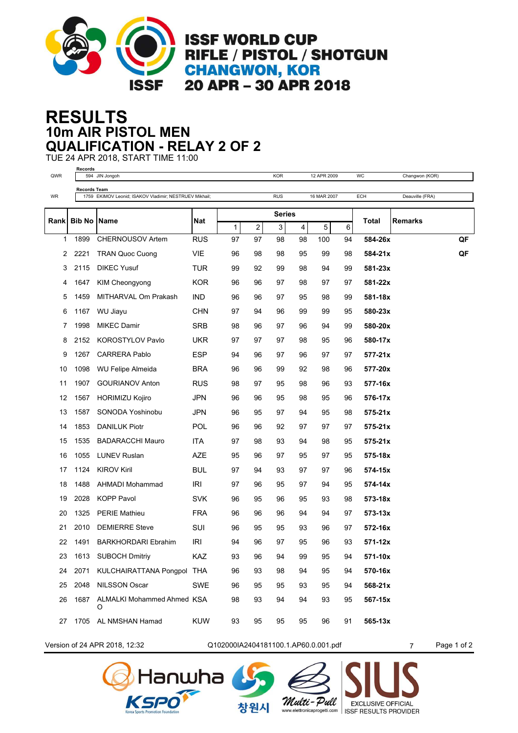# ISSF WORLD CUP
## RIFLE / PISTOL / SHOTGUN
## CHANGWON, KOR
## 20 APR – 30 APR 2018

# RESULTS
## 10m AIR PISTOL MEN
## QUALIFICATION - RELAY 2 OF 2

TUE 24 APR 2018, START TIME 11:00

| | Records | | | | |
|---|---|---|---|---|---|
| QWR | 594 JIN Jongoh | KOR | 12 APR 2009 | WC | Changwon (KOR) |

| | Records Team | | | | |
|---|---|---|---|---|---|
| WR | 1759 EKIMOV Leonid; ISAKOV Vladimir; NESTRUEV Mikhail; | RUS | 16 MAR 2007 | ECH | Deauville (FRA) |

| Rank | Bib No | Name | Nat | Series 1 | 2 | 3 | 4 | 5 | 6 | Total | Remarks |
|---|---|---|---|---|---|---|---|---|---|---|---|
| 1 | 1899 | CHERNOUSOV Artem | RUS | 97 | 97 | 98 | 98 | 100 | 94 | **584-26x** | QF |
| 2 | 2221 | TRAN Quoc Cuong | VIE | 96 | 98 | 98 | 95 | 99 | 98 | **584-21x** | QF |
| 3 | 2115 | DIKEC Yusuf | TUR | 99 | 92 | 99 | 98 | 94 | 99 | **581-23x** | |
| 4 | 1647 | KIM Cheongyong | KOR | 96 | 96 | 97 | 98 | 97 | 97 | **581-22x** | |
| 5 | 1459 | MITHARVAL Om Prakash | IND | 96 | 96 | 97 | 95 | 98 | 99 | **581-18x** | |
| 6 | 1167 | WU Jiayu | CHN | 97 | 94 | 96 | 99 | 99 | 95 | **580-23x** | |
| 7 | 1998 | MIKEC Damir | SRB | 98 | 96 | 97 | 96 | 94 | 99 | **580-20x** | |
| 8 | 2152 | KOROSTYLOV Pavlo | UKR | 97 | 97 | 97 | 98 | 95 | 96 | **580-17x** | |
| 9 | 1267 | CARRERA Pablo | ESP | 94 | 96 | 97 | 96 | 97 | 97 | **577-21x** | |
| 10 | 1098 | WU Felipe Almeida | BRA | 96 | 96 | 99 | 92 | 98 | 96 | **577-20x** | |
| 11 | 1907 | GOURIANOV Anton | RUS | 98 | 97 | 95 | 98 | 96 | 93 | **577-16x** | |
| 12 | 1567 | HORIMIZU Kojiro | JPN | 96 | 96 | 95 | 98 | 95 | 96 | **576-17x** | |
| 13 | 1587 | SONODA Yoshinobu | JPN | 96 | 95 | 97 | 94 | 95 | 98 | **575-21x** | |
| 14 | 1853 | DANILUK Piotr | POL | 96 | 96 | 92 | 97 | 97 | 97 | **575-21x** | |
| 15 | 1535 | BADARACCHI Mauro | ITA | 97 | 98 | 93 | 94 | 98 | 95 | **575-21x** | |
| 16 | 1055 | LUNEV Ruslan | AZE | 95 | 96 | 97 | 95 | 97 | 95 | **575-18x** | |
| 17 | 1124 | KIROV Kiril | BUL | 97 | 94 | 93 | 97 | 97 | 96 | **574-15x** | |
| 18 | 1488 | AHMADI Mohammad | IRI | 97 | 96 | 95 | 97 | 94 | 95 | **574-14x** | |
| 19 | 2028 | KOPP Pavol | SVK | 96 | 95 | 96 | 95 | 93 | 98 | **573-18x** | |
| 20 | 1325 | PERIE Mathieu | FRA | 96 | 96 | 96 | 94 | 94 | 97 | **573-13x** | |
| 21 | 2010 | DEMIERRE Steve | SUI | 96 | 95 | 95 | 93 | 96 | 97 | **572-16x** | |
| 22 | 1491 | BARKHORDARI Ebrahim | IRI | 94 | 96 | 97 | 95 | 96 | 93 | **571-12x** | |
| 23 | 1613 | SUBOCH Dmitriy | KAZ | 93 | 96 | 94 | 99 | 95 | 94 | **571-10x** | |
| 24 | 2071 | KULCHAIRATTANA Pongpol | THA | 96 | 93 | 98 | 94 | 95 | 94 | **570-16x** | |
| 25 | 2048 | NILSSON Oscar | SWE | 96 | 95 | 95 | 93 | 95 | 94 | **568-21x** | |
| 26 | 1687 | ALMALKI Mohammed Ahmed O | KSA | 98 | 93 | 94 | 94 | 93 | 95 | **567-15x** | |
| 27 | 1705 | AL NMSHAN Hamad | KUW | 93 | 95 | 95 | 95 | 96 | 91 | **565-13x** | |

Version of 24 APR 2018, 12:32 Q102000IA2404181100.1.AP60.0.001.pdf 7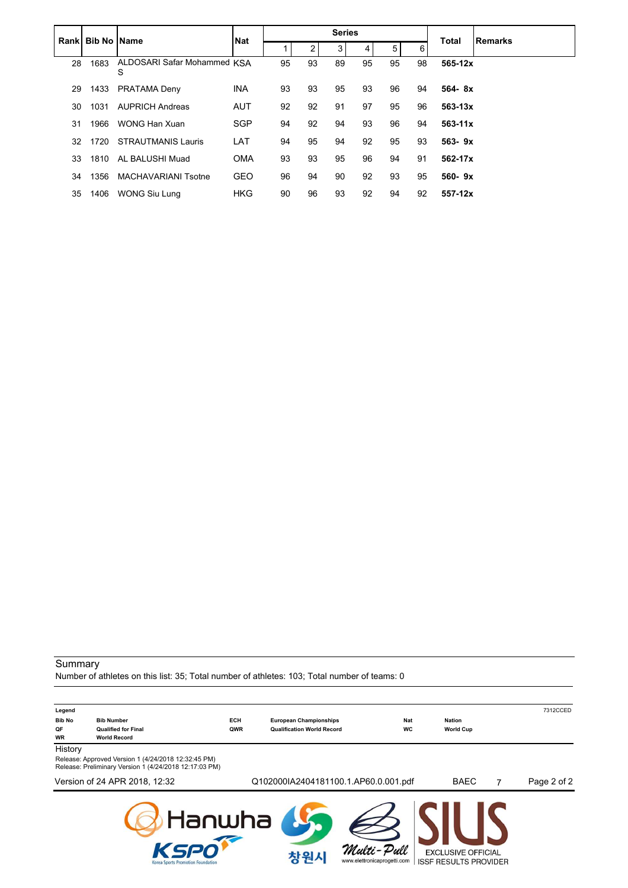| Rank | Bib No | Name | Nat | Series | | | | | | Total | Remarks |
|---|---|---|---|---|---|---|---|---|---|---|---|
| | | | | 1 | 2 | 3 | 4 | 5 | 6 | | |
| 28 | 1683 | ALDOSARI Safar Mohammed S | KSA | 95 | 93 | 89 | 95 | 95 | 98 | **565-12x** | |
| 29 | 1433 | PRATAMA Deny | INA | 93 | 93 | 95 | 93 | 96 | 94 | **564- 8x** | |
| 30 | 1031 | AUPRICH Andreas | AUT | 92 | 92 | 91 | 97 | 95 | 96 | **563-13x** | |
| 31 | 1966 | WONG Han Xuan | SGP | 94 | 92 | 94 | 93 | 96 | 94 | **563-11x** | |
| 32 | 1720 | STRAUTMANIS Lauris | LAT | 94 | 95 | 94 | 92 | 95 | 93 | **563- 9x** | |
| 33 | 1810 | AL BALUSHI Muad | OMA | 93 | 93 | 95 | 96 | 94 | 91 | **562-17x** | |
| 34 | 1356 | MACHAVARIANI Tsotne | GEO | 96 | 94 | 90 | 92 | 93 | 95 | **560- 9x** | |
| 35 | 1406 | WONG Siu Lung | HKG | 90 | 96 | 93 | 92 | 94 | 92 | **557-12x** | |

Summary

Number of athletes on this list: 35; Total number of athletes: 103; Total number of teams: 0

Legend

7312CCED

| | | | | | |
|---|---|---|---|---|---|
| **Bib No** | **Bib Number** | **ECH** | **European Championships** | **Nat** | **Nation** |
| **QF** | **Qualified for Final** | **QWR** | **Qualification World Record** | **WC** | **World Cup** |
| **WR** | **World Record** | | | | |

History

Release: Approved Version 1 (4/24/2018 12:32:45 PM)
Release: Preliminary Version 1 (4/24/2018 12:17:03 PM)

Version of 24 APR 2018, 12:32 Q102000IA2404181100.1.AP60.0.001.pdf BAEC 7

Hanwha KSPO Korea Sports Promotion Foundation 창원시 Multi-Pull www.elettronicaprogetti.com SIUS EXCLUSIVE OFFICIAL ISSF RESULTS PROVIDER